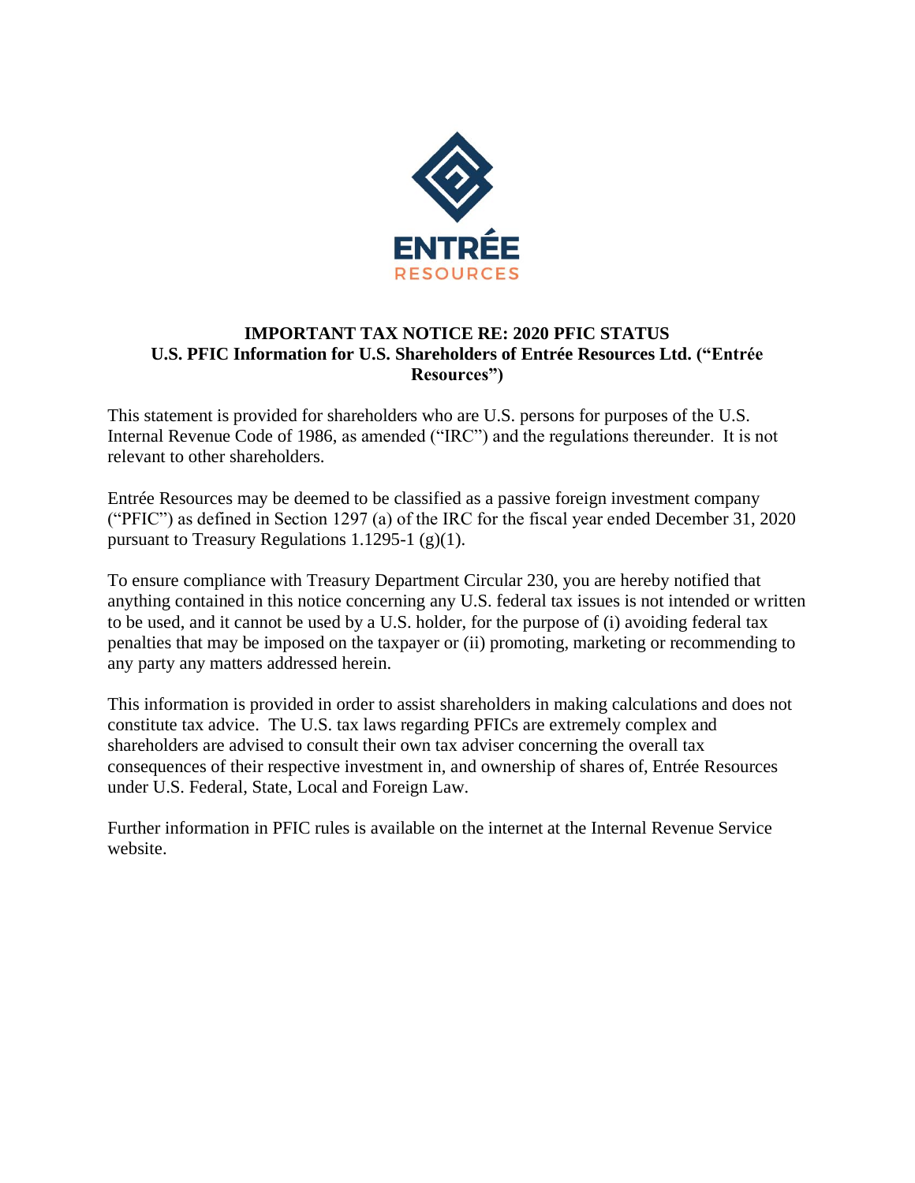ENTRÉE
RESOURCES

# IMPORTANT TAX NOTICE RE: 2020 PFIC STATUS

## U.S. PFIC Information for U.S. Shareholders of Entrée Resources Ltd. ("Entrée Resources")

This statement is provided for shareholders who are U.S. persons for purposes of the U.S. Internal Revenue Code of 1986, as amended ("IRC") and the regulations thereunder. It is not relevant to other shareholders.

Entrée Resources may be deemed to be classified as a passive foreign investment company ("PFIC") as defined in Section 1297 (a) of the IRC for the fiscal year ended December 31, 2020 pursuant to Treasury Regulations 1.1295-1 (g)(1).

To ensure compliance with Treasury Department Circular 230, you are hereby notified that anything contained in this notice concerning any U.S. federal tax issues is not intended or written to be used, and it cannot be used by a U.S. holder, for the purpose of (i) avoiding federal tax penalties that may be imposed on the taxpayer or (ii) promoting, marketing or recommending to any party any matters addressed herein.

This information is provided in order to assist shareholders in making calculations and does not constitute tax advice. The U.S. tax laws regarding PFICs are extremely complex and shareholders are advised to consult their own tax adviser concerning the overall tax consequences of their respective investment in, and ownership of shares of, Entrée Resources under U.S. Federal, State, Local and Foreign Law.

Further information in PFIC rules is available on the internet at the Internal Revenue Service website.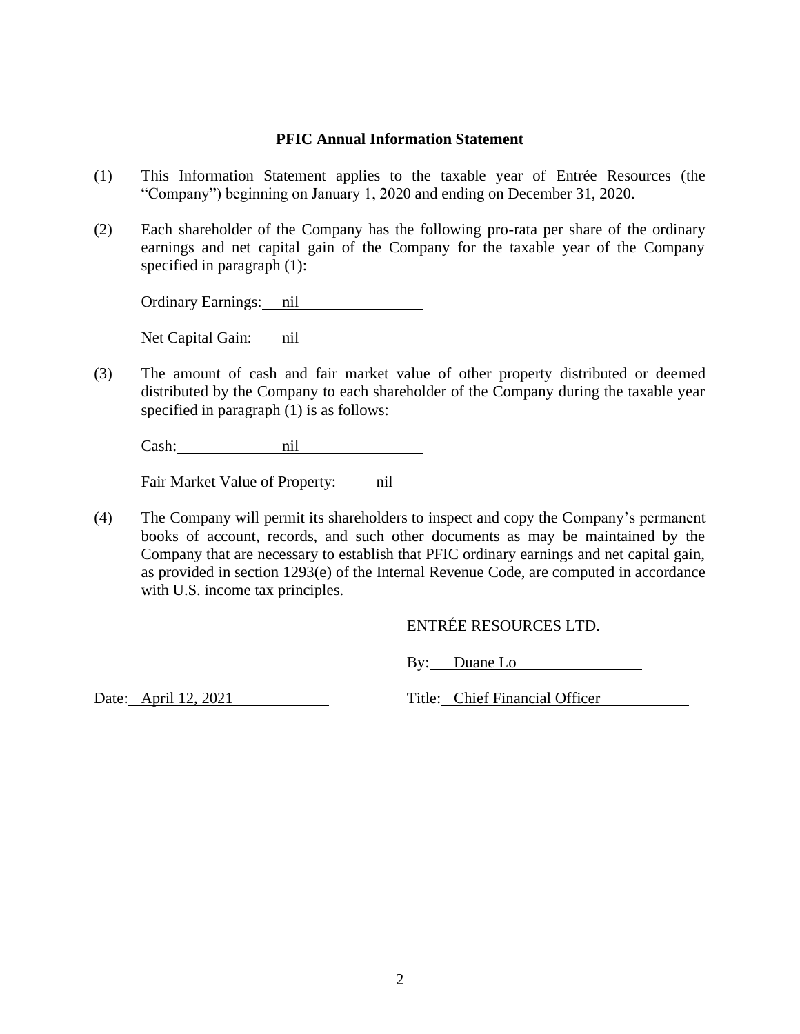**PFIC Annual Information Statement**

(1) This Information Statement applies to the taxable year of Entrée Resources (the "Company") beginning on January 1, 2020 and ending on December 31, 2020.

(2) Each shareholder of the Company has the following pro-rata per share of the ordinary earnings and net capital gain of the Company for the taxable year of the Company specified in paragraph (1):

Ordinary Earnings: nil

Net Capital Gain: nil

(3) The amount of cash and fair market value of other property distributed or deemed distributed by the Company to each shareholder of the Company during the taxable year specified in paragraph (1) is as follows:

Cash: nil

Fair Market Value of Property: nil

(4) The Company will permit its shareholders to inspect and copy the Company's permanent books of account, records, and such other documents as may be maintained by the Company that are necessary to establish that PFIC ordinary earnings and net capital gain, as provided in section 1293(e) of the Internal Revenue Code, are computed in accordance with U.S. income tax principles.

ENTRÉE RESOURCES LTD.

By: Duane Lo

Date: April 12, 2021

Title: Chief Financial Officer